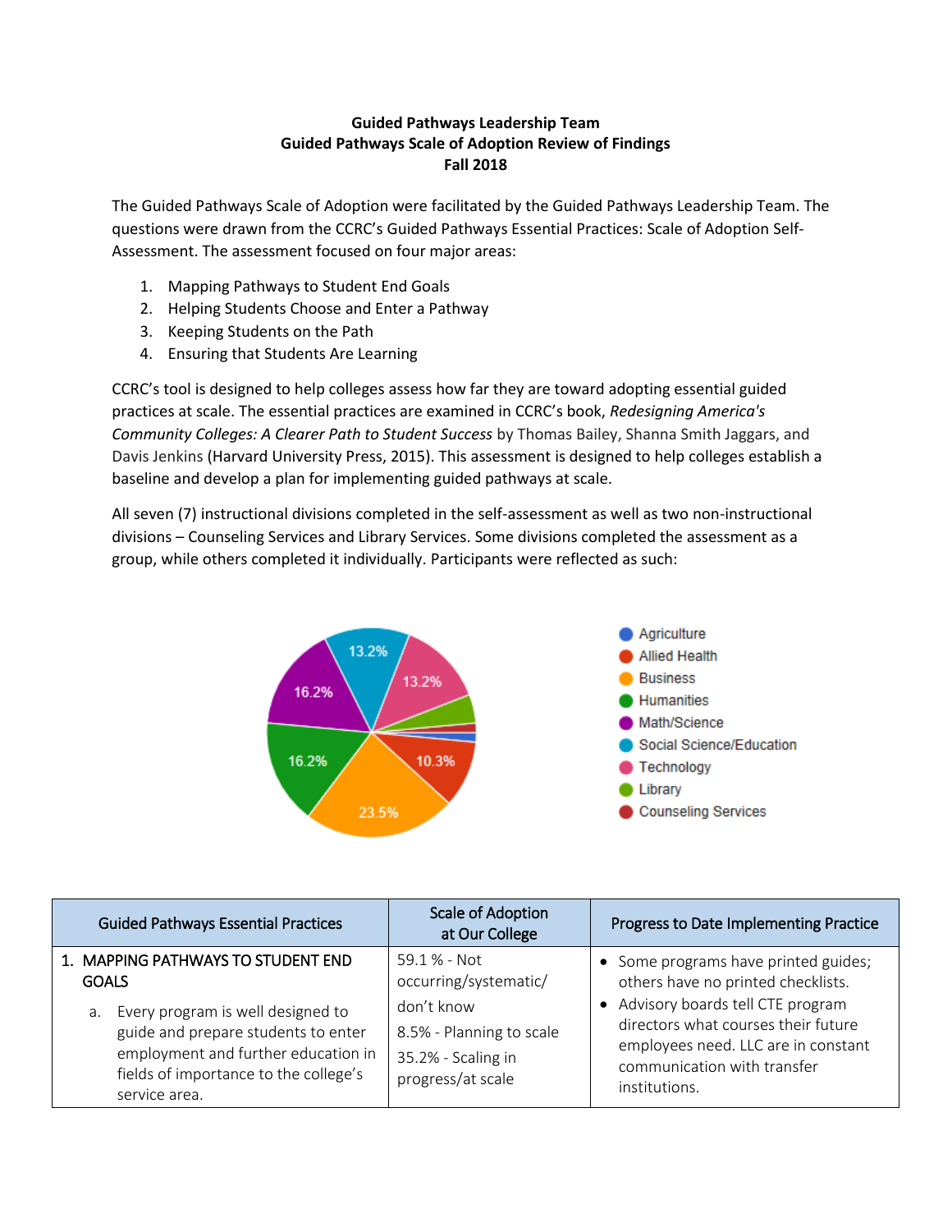**Guided Pathways Leadership Team**
**Guided Pathways Scale of Adoption Review of Findings**
**Fall 2018**

The Guided Pathways Scale of Adoption were facilitated by the Guided Pathways Leadership Team. The questions were drawn from the CCRC's Guided Pathways Essential Practices: Scale of Adoption Self-Assessment. The assessment focused on four major areas:

1. Mapping Pathways to Student End Goals
2. Helping Students Choose and Enter a Pathway
3. Keeping Students on the Path
4. Ensuring that Students Are Learning

CCRC's tool is designed to help colleges assess how far they are toward adopting essential guided practices at scale. The essential practices are examined in CCRC's book, *Redesigning America's Community Colleges: A Clearer Path to Student Success* by Thomas Bailey, Shanna Smith Jaggars, and Davis Jenkins (Harvard University Press, 2015). This assessment is designed to help colleges establish a baseline and develop a plan for implementing guided pathways at scale.

All seven (7) instructional divisions completed in the self-assessment as well as two non-instructional divisions – Counseling Services and Library Services. Some divisions completed the assessment as a group, while others completed it individually. Participants were reflected as such:

- Agriculture
- Allied Health – 10.3%
- Business – 23.5%
- Humanities – 16.2%
- Math/Science – 16.2%
- Social Science/Education – 13.2%
- Technology – 13.2%
- Library
- Counseling Services

| Guided Pathways Essential Practices | Scale of Adoption at Our College | Progress to Date Implementing Practice |
|---|---|---|
| 1. MAPPING PATHWAYS TO STUDENT END GOALS<br>a. Every program is well designed to guide and prepare students to enter employment and further education in fields of importance to the college's service area. | 59.1 % - Not occurring/systematic/ don't know<br>8.5% - Planning to scale<br>35.2% - Scaling in progress/at scale | • Some programs have printed guides; others have no printed checklists.<br>• Advisory boards tell CTE program directors what courses their future employees need. LLC are in constant communication with transfer institutions. |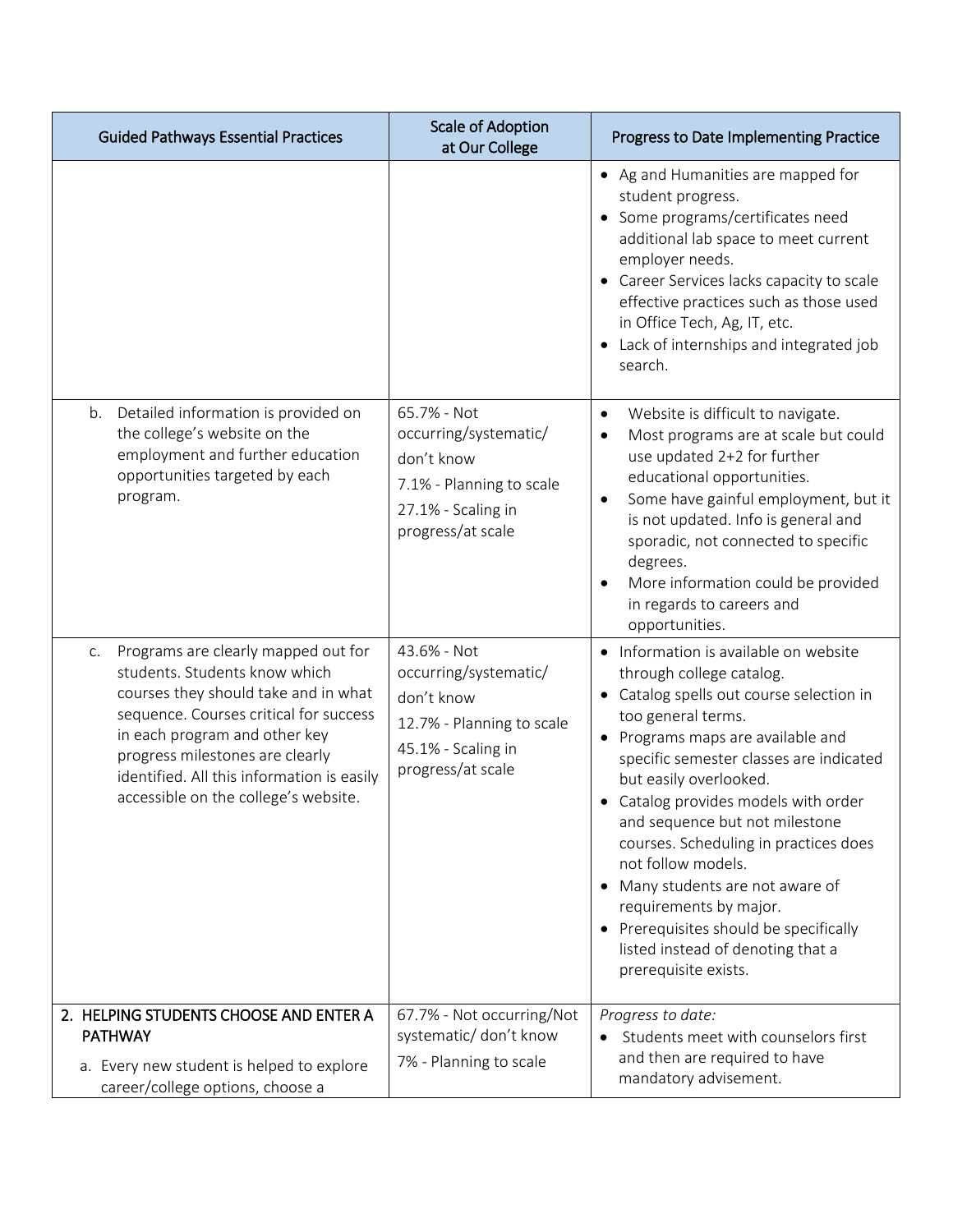| Guided Pathways Essential Practices | Scale of Adoption at Our College | Progress to Date Implementing Practice |
|---|---|---|
| | | • Ag and Humanities are mapped for student progress.<br>• Some programs/certificates need additional lab space to meet current employer needs.<br>• Career Services lacks capacity to scale effective practices such as those used in Office Tech, Ag, IT, etc.<br>• Lack of internships and integrated job search. |
| b. Detailed information is provided on the college's website on the employment and further education opportunities targeted by each program. | 65.7% - Not occurring/systematic/ don't know<br>7.1% - Planning to scale<br>27.1% - Scaling in progress/at scale | • Website is difficult to navigate.<br>• Most programs are at scale but could use updated 2+2 for further educational opportunities.<br>• Some have gainful employment, but it is not updated. Info is general and sporadic, not connected to specific degrees.<br>• More information could be provided in regards to careers and opportunities. |
| c. Programs are clearly mapped out for students. Students know which courses they should take and in what sequence. Courses critical for success in each program and other key progress milestones are clearly identified. All this information is easily accessible on the college's website. | 43.6% - Not occurring/systematic/ don't know<br>12.7% - Planning to scale<br>45.1% - Scaling in progress/at scale | • Information is available on website through college catalog.<br>• Catalog spells out course selection in too general terms.<br>• Programs maps are available and specific semester classes are indicated but easily overlooked.<br>• Catalog provides models with order and sequence but not milestone courses. Scheduling in practices does not follow models.<br>• Many students are not aware of requirements by major.<br>• Prerequisites should be specifically listed instead of denoting that a prerequisite exists. |
| **2. HELPING STUDENTS CHOOSE AND ENTER A PATHWAY**<br>a. Every new student is helped to explore career/college options, choose a | 67.7% - Not occurring/Not systematic/ don't know<br>7% - Planning to scale | *Progress to date:*<br>• Students meet with counselors first and then are required to have mandatory advisement. |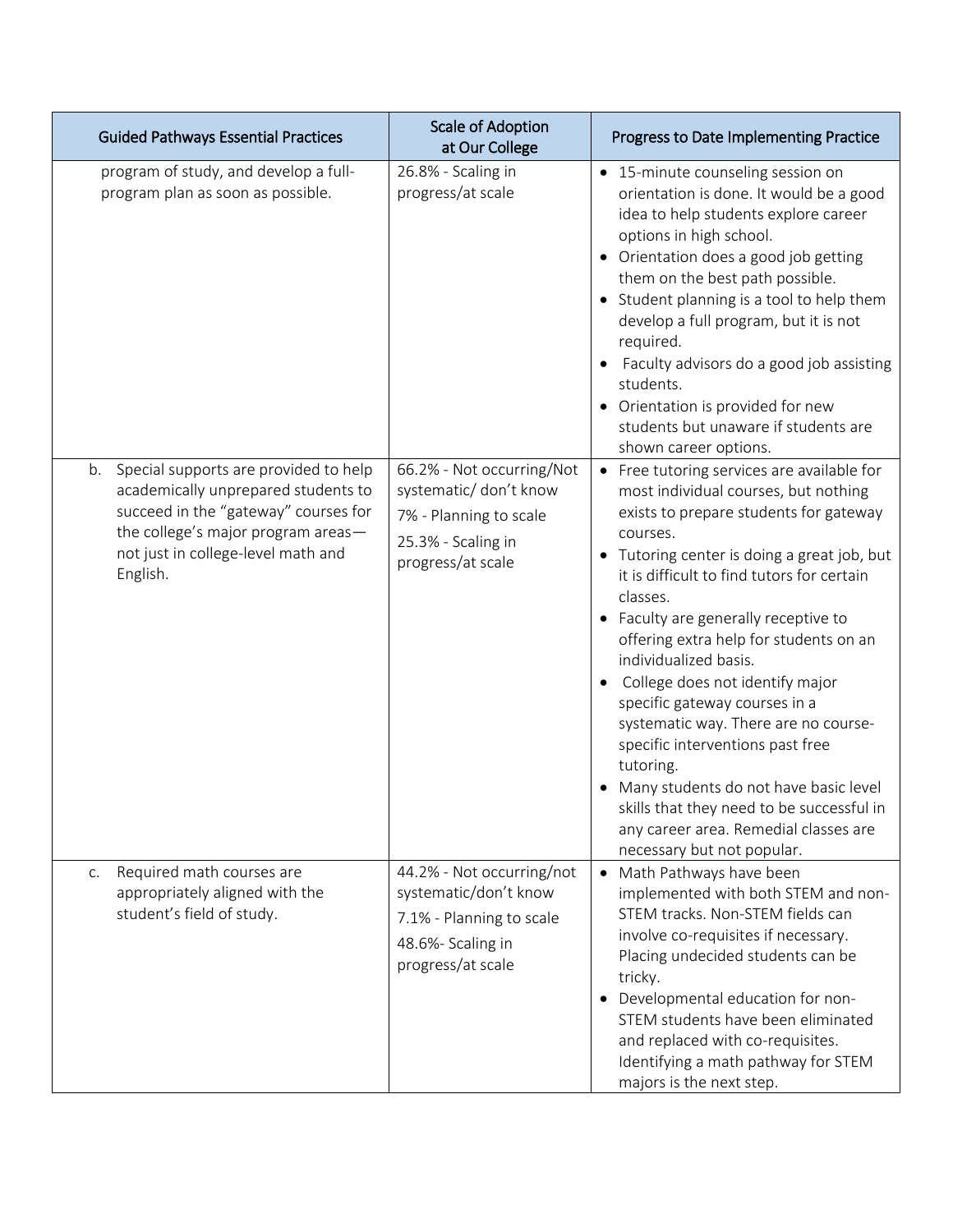| Guided Pathways Essential Practices | Scale of Adoption at Our College | Progress to Date Implementing Practice |
|---|---|---|
| program of study, and develop a full-program plan as soon as possible. | 26.8% - Scaling in progress/at scale | • 15-minute counseling session on orientation is done. It would be a good idea to help students explore career options in high school.<br>• Orientation does a good job getting them on the best path possible.<br>• Student planning is a tool to help them develop a full program, but it is not required.<br>• Faculty advisors do a good job assisting students.<br>• Orientation is provided for new students but unaware if students are shown career options. |
| b. Special supports are provided to help academically unprepared students to succeed in the "gateway" courses for the college's major program areas—not just in college-level math and English. | 66.2% - Not occurring/Not systematic/ don't know<br>7% - Planning to scale<br>25.3% - Scaling in progress/at scale | • Free tutoring services are available for most individual courses, but nothing exists to prepare students for gateway courses.<br>• Tutoring center is doing a great job, but it is difficult to find tutors for certain classes.<br>• Faculty are generally receptive to offering extra help for students on an individualized basis.<br>• College does not identify major specific gateway courses in a systematic way. There are no course-specific interventions past free tutoring.<br>• Many students do not have basic level skills that they need to be successful in any career area. Remedial classes are necessary but not popular. |
| c. Required math courses are appropriately aligned with the student's field of study. | 44.2% - Not occurring/not systematic/don't know<br>7.1% - Planning to scale<br>48.6%- Scaling in progress/at scale | • Math Pathways have been implemented with both STEM and non-STEM tracks. Non-STEM fields can involve co-requisites if necessary. Placing undecided students can be tricky.<br>• Developmental education for non-STEM students have been eliminated and replaced with co-requisites. Identifying a math pathway for STEM majors is the next step. |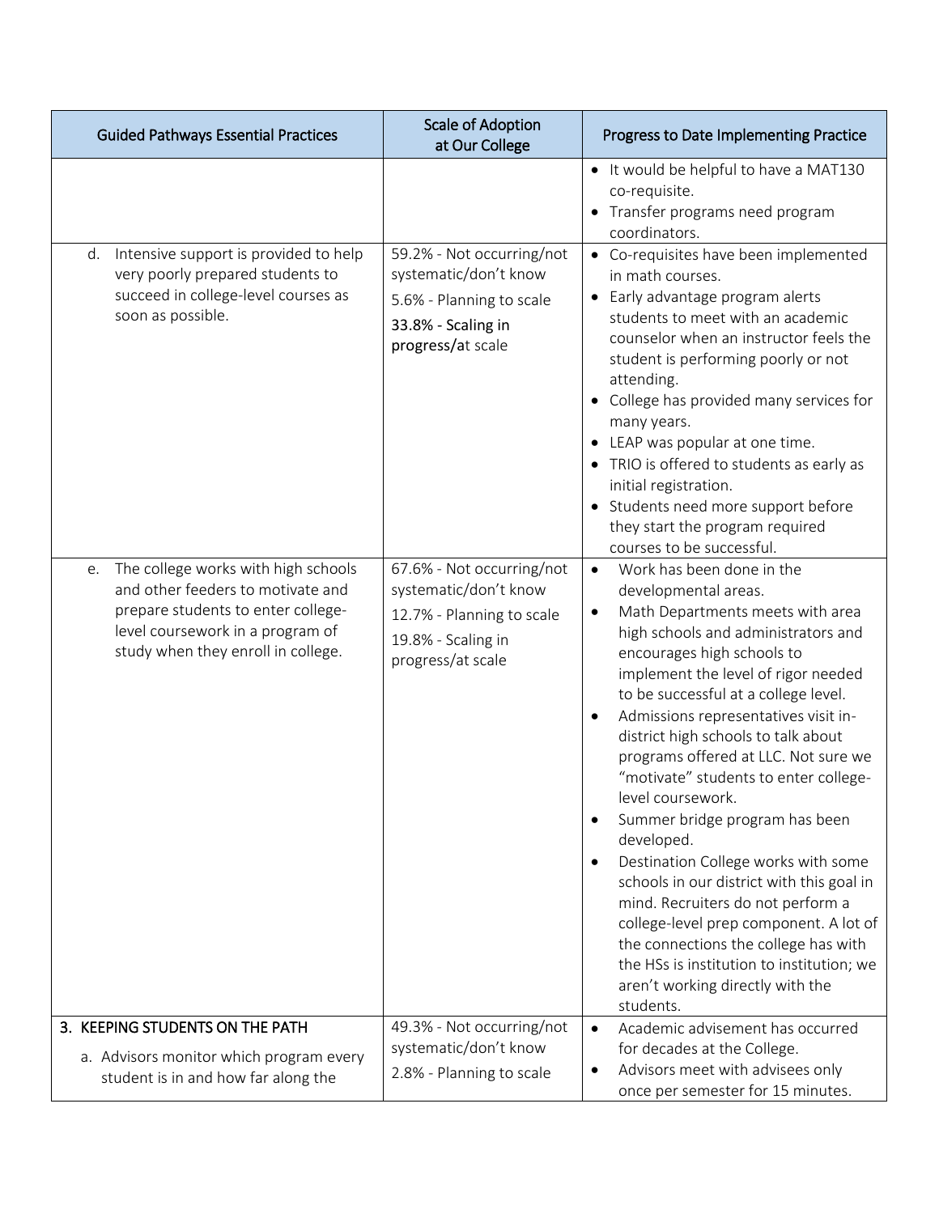| Guided Pathways Essential Practices | Scale of Adoption at Our College | Progress to Date Implementing Practice |
|---|---|---|
| | | • It would be helpful to have a MAT130 co-requisite.<br>• Transfer programs need program coordinators. |
| d. Intensive support is provided to help very poorly prepared students to succeed in college-level courses as soon as possible. | 59.2% - Not occurring/not systematic/don't know<br>5.6% - Planning to scale<br>33.8% - Scaling in progress/at scale | • Co-requisites have been implemented in math courses.<br>• Early advantage program alerts students to meet with an academic counselor when an instructor feels the student is performing poorly or not attending.<br>• College has provided many services for many years.<br>• LEAP was popular at one time.<br>• TRIO is offered to students as early as initial registration.<br>• Students need more support before they start the program required courses to be successful. |
| e. The college works with high schools and other feeders to motivate and prepare students to enter college-level coursework in a program of study when they enroll in college. | 67.6% - Not occurring/not systematic/don't know<br>12.7% - Planning to scale<br>19.8% - Scaling in progress/at scale | • Work has been done in the developmental areas.<br>• Math Departments meets with area high schools and administrators and encourages high schools to implement the level of rigor needed to be successful at a college level.<br>• Admissions representatives visit in-district high schools to talk about programs offered at LLC. Not sure we "motivate" students to enter college-level coursework.<br>• Summer bridge program has been developed.<br>• Destination College works with some schools in our district with this goal in mind. Recruiters do not perform a college-level prep component. A lot of the connections the college has with the HSs is institution to institution; we aren't working directly with the students. |
| **3. KEEPING STUDENTS ON THE PATH**<br>a. Advisors monitor which program every student is in and how far along the | 49.3% - Not occurring/not systematic/don't know<br>2.8% - Planning to scale | • Academic advisement has occurred for decades at the College.<br>• Advisors meet with advisees only once per semester for 15 minutes. |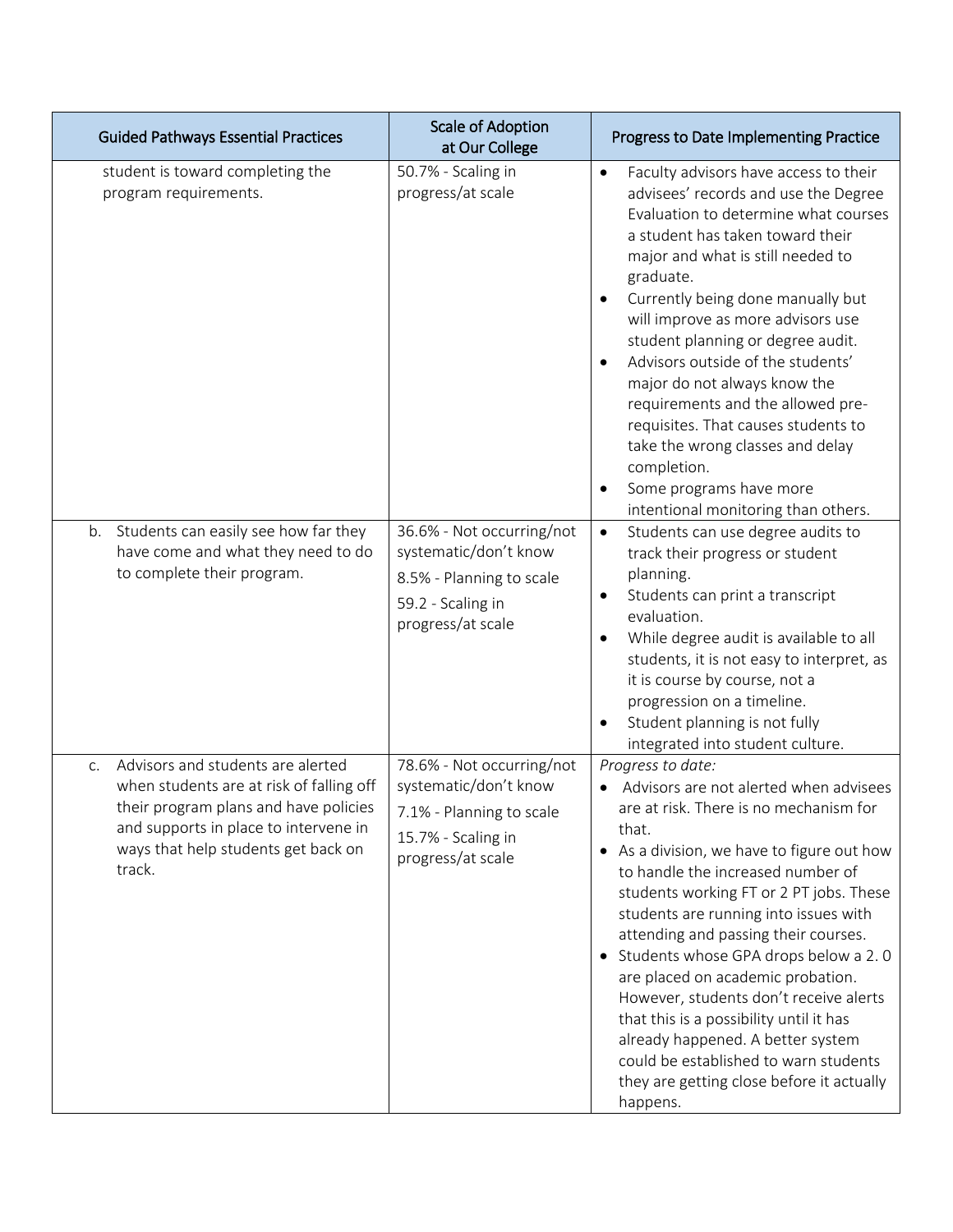| Guided Pathways Essential Practices | Scale of Adoption at Our College | Progress to Date Implementing Practice |
|---|---|---|
| student is toward completing the program requirements. | 50.7% - Scaling in progress/at scale | • Faculty advisors have access to their advisees' records and use the Degree Evaluation to determine what courses a student has taken toward their major and what is still needed to graduate.<br>• Currently being done manually but will improve as more advisors use student planning or degree audit.<br>• Advisors outside of the students' major do not always know the requirements and the allowed pre-requisites. That causes students to take the wrong classes and delay completion.<br>• Some programs have more intentional monitoring than others. |
| b. Students can easily see how far they have come and what they need to do to complete their program. | 36.6% - Not occurring/not systematic/don't know<br>8.5% - Planning to scale<br>59.2 - Scaling in progress/at scale | • Students can use degree audits to track their progress or student planning.<br>• Students can print a transcript evaluation.<br>• While degree audit is available to all students, it is not easy to interpret, as it is course by course, not a progression on a timeline.<br>• Student planning is not fully integrated into student culture. |
| c. Advisors and students are alerted when students are at risk of falling off their program plans and have policies and supports in place to intervene in ways that help students get back on track. | 78.6% - Not occurring/not systematic/don't know<br>7.1% - Planning to scale<br>15.7% - Scaling in progress/at scale | *Progress to date:*<br>• Advisors are not alerted when advisees are at risk. There is no mechanism for that.<br>• As a division, we have to figure out how to handle the increased number of students working FT or 2 PT jobs. These students are running into issues with attending and passing their courses.<br>• Students whose GPA drops below a 2. 0 are placed on academic probation. However, students don't receive alerts that this is a possibility until it has already happened. A better system could be established to warn students they are getting close before it actually happens. |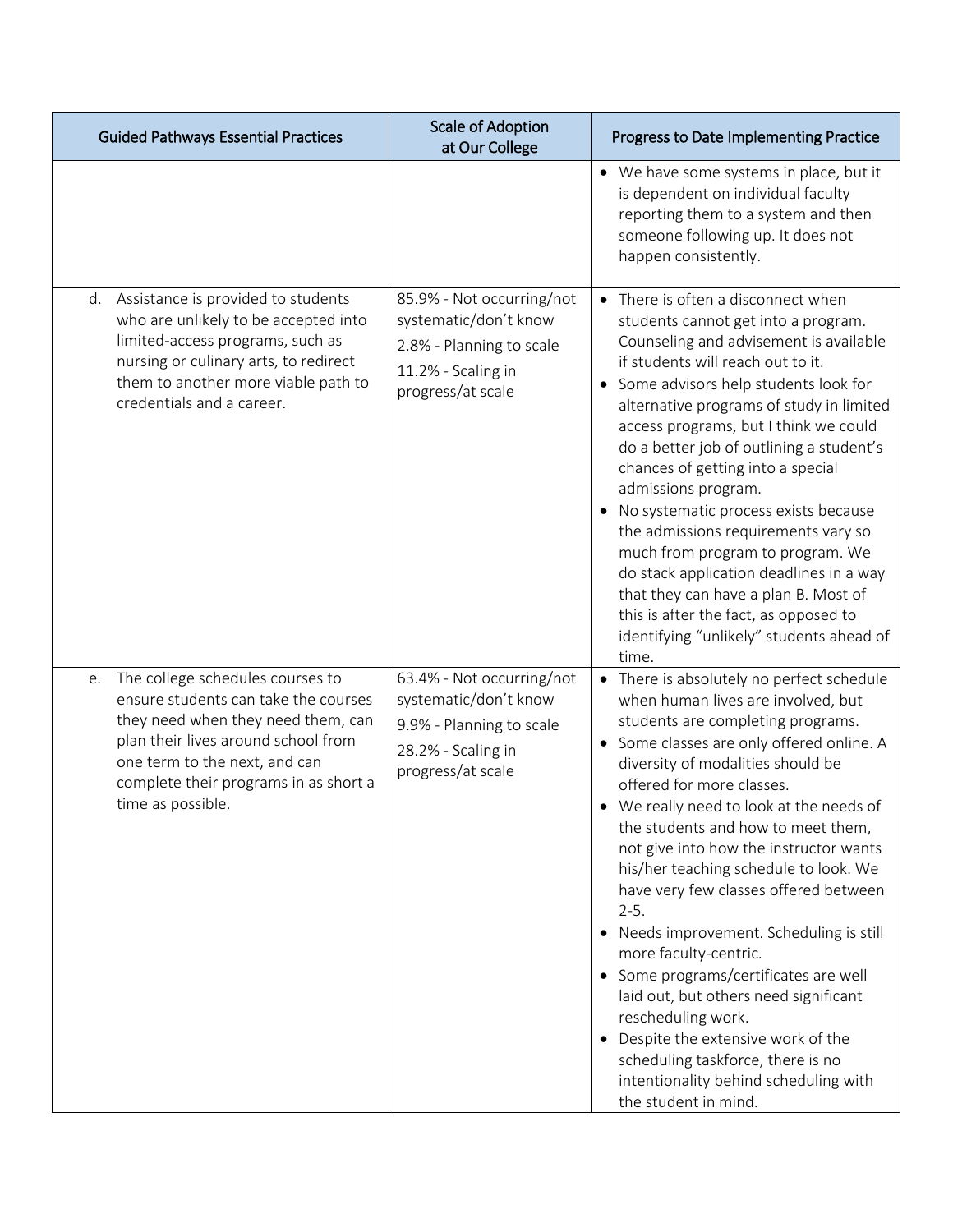| Guided Pathways Essential Practices | Scale of Adoption at Our College | Progress to Date Implementing Practice |
|---|---|---|
| | | • We have some systems in place, but it is dependent on individual faculty reporting them to a system and then someone following up. It does not happen consistently. |
| d. Assistance is provided to students who are unlikely to be accepted into limited-access programs, such as nursing or culinary arts, to redirect them to another more viable path to credentials and a career. | 85.9% - Not occurring/not systematic/don't know<br>2.8% - Planning to scale<br>11.2% - Scaling in progress/at scale | • There is often a disconnect when students cannot get into a program. Counseling and advisement is available if students will reach out to it.<br>• Some advisors help students look for alternative programs of study in limited access programs, but I think we could do a better job of outlining a student's chances of getting into a special admissions program.<br>• No systematic process exists because the admissions requirements vary so much from program to program. We do stack application deadlines in a way that they can have a plan B. Most of this is after the fact, as opposed to identifying "unlikely" students ahead of time. |
| e. The college schedules courses to ensure students can take the courses they need when they need them, can plan their lives around school from one term to the next, and can complete their programs in as short a time as possible. | 63.4% - Not occurring/not systematic/don't know<br>9.9% - Planning to scale<br>28.2% - Scaling in progress/at scale | • There is absolutely no perfect schedule when human lives are involved, but students are completing programs.<br>• Some classes are only offered online. A diversity of modalities should be offered for more classes.<br>• We really need to look at the needs of the students and how to meet them, not give into how the instructor wants his/her teaching schedule to look. We have very few classes offered between 2-5.<br>• Needs improvement. Scheduling is still more faculty-centric.<br>• Some programs/certificates are well laid out, but others need significant rescheduling work.<br>• Despite the extensive work of the scheduling taskforce, there is no intentionality behind scheduling with the student in mind. |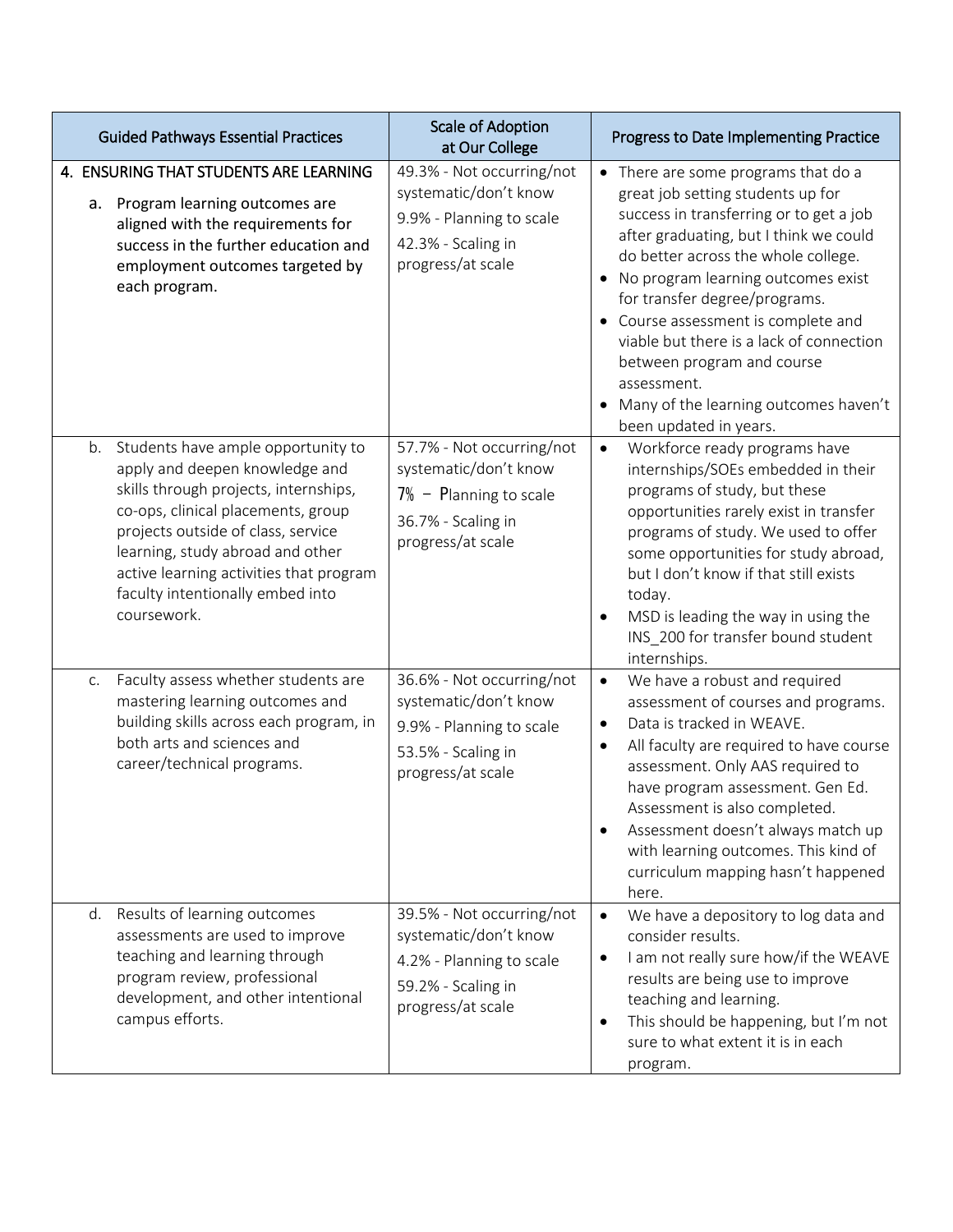| Guided Pathways Essential Practices | Scale of Adoption at Our College | Progress to Date Implementing Practice |
|---|---|---|
| **4. ENSURING THAT STUDENTS ARE LEARNING**<br>a. Program learning outcomes are aligned with the requirements for success in the further education and employment outcomes targeted by each program. | 49.3% - Not occurring/not systematic/don't know<br>9.9% - Planning to scale<br>42.3% - Scaling in progress/at scale | • There are some programs that do a great job setting students up for success in transferring or to get a job after graduating, but I think we could do better across the whole college.<br>• No program learning outcomes exist for transfer degree/programs.<br>• Course assessment is complete and viable but there is a lack of connection between program and course assessment.<br>• Many of the learning outcomes haven't been updated in years. |
| b. Students have ample opportunity to apply and deepen knowledge and skills through projects, internships, co-ops, clinical placements, group projects outside of class, service learning, study abroad and other active learning activities that program faculty intentionally embed into coursework. | 57.7% - Not occurring/not systematic/don't know<br>7% – Planning to scale<br>36.7% - Scaling in progress/at scale | • Workforce ready programs have internships/SOEs embedded in their programs of study, but these opportunities rarely exist in transfer programs of study. We used to offer some opportunities for study abroad, but I don't know if that still exists today.<br>• MSD is leading the way in using the INS_200 for transfer bound student internships. |
| c. Faculty assess whether students are mastering learning outcomes and building skills across each program, in both arts and sciences and career/technical programs. | 36.6% - Not occurring/not systematic/don't know<br>9.9% - Planning to scale<br>53.5% - Scaling in progress/at scale | • We have a robust and required assessment of courses and programs.<br>• Data is tracked in WEAVE.<br>• All faculty are required to have course assessment. Only AAS required to have program assessment. Gen Ed. Assessment is also completed.<br>• Assessment doesn't always match up with learning outcomes. This kind of curriculum mapping hasn't happened here. |
| d. Results of learning outcomes assessments are used to improve teaching and learning through program review, professional development, and other intentional campus efforts. | 39.5% - Not occurring/not systematic/don't know<br>4.2% - Planning to scale<br>59.2% - Scaling in progress/at scale | • We have a depository to log data and consider results.<br>• I am not really sure how/if the WEAVE results are being use to improve teaching and learning.<br>• This should be happening, but I'm not sure to what extent it is in each program. |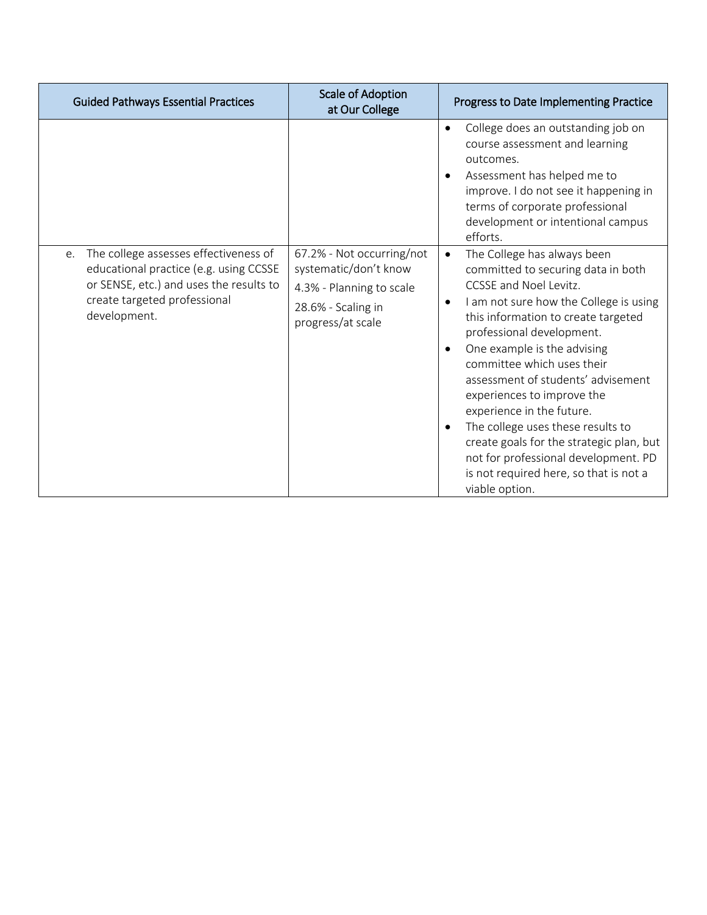| Guided Pathways Essential Practices | Scale of Adoption at Our College | Progress to Date Implementing Practice |
|---|---|---|
| | | • College does an outstanding job on course assessment and learning outcomes.<br>• Assessment has helped me to improve. I do not see it happening in terms of corporate professional development or intentional campus efforts. |
| e. The college assesses effectiveness of educational practice (e.g. using CCSSE or SENSE, etc.) and uses the results to create targeted professional development. | 67.2% - Not occurring/not systematic/don't know<br>4.3% - Planning to scale<br>28.6% - Scaling in progress/at scale | • The College has always been committed to securing data in both CCSSE and Noel Levitz.<br>• I am not sure how the College is using this information to create targeted professional development.<br>• One example is the advising committee which uses their assessment of students' advisement experiences to improve the experience in the future.<br>• The college uses these results to create goals for the strategic plan, but not for professional development. PD is not required here, so that is not a viable option. |